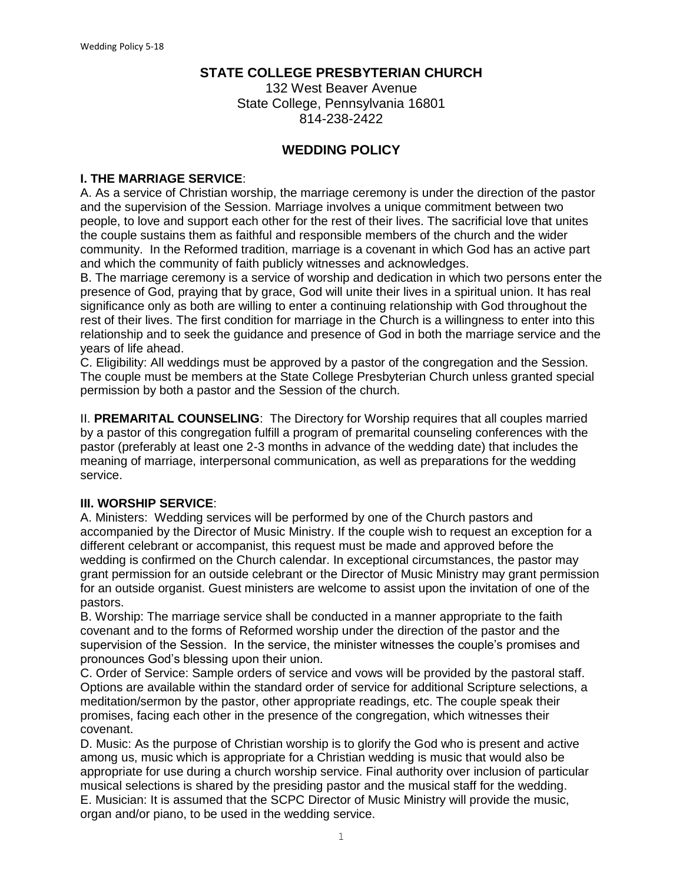# STATE COLLEGE PRESBYTERIAN CHURCH

132 West Beaver Avenue
State College, Pennsylvania 16801
814-238-2422

## WEDDING POLICY

### I. THE MARRIAGE SERVICE:

A. As a service of Christian worship, the marriage ceremony is under the direction of the pastor and the supervision of the Session. Marriage involves a unique commitment between two people, to love and support each other for the rest of their lives. The sacrificial love that unites the couple sustains them as faithful and responsible members of the church and the wider community. In the Reformed tradition, marriage is a covenant in which God has an active part and which the community of faith publicly witnesses and acknowledges.

B. The marriage ceremony is a service of worship and dedication in which two persons enter the presence of God, praying that by grace, God will unite their lives in a spiritual union. It has real significance only as both are willing to enter a continuing relationship with God throughout the rest of their lives. The first condition for marriage in the Church is a willingness to enter into this relationship and to seek the guidance and presence of God in both the marriage service and the years of life ahead.

C. Eligibility: All weddings must be approved by a pastor of the congregation and the Session. The couple must be members at the State College Presbyterian Church unless granted special permission by both a pastor and the Session of the church.

II. **PREMARITAL COUNSELING**: The Directory for Worship requires that all couples married by a pastor of this congregation fulfill a program of premarital counseling conferences with the pastor (preferably at least one 2-3 months in advance of the wedding date) that includes the meaning of marriage, interpersonal communication, as well as preparations for the wedding service.

### III. WORSHIP SERVICE:

A. Ministers: Wedding services will be performed by one of the Church pastors and accompanied by the Director of Music Ministry. If the couple wish to request an exception for a different celebrant or accompanist, this request must be made and approved before the wedding is confirmed on the Church calendar. In exceptional circumstances, the pastor may grant permission for an outside celebrant or the Director of Music Ministry may grant permission for an outside organist. Guest ministers are welcome to assist upon the invitation of one of the pastors.

B. Worship: The marriage service shall be conducted in a manner appropriate to the faith covenant and to the forms of Reformed worship under the direction of the pastor and the supervision of the Session. In the service, the minister witnesses the couple's promises and pronounces God's blessing upon their union.

C. Order of Service: Sample orders of service and vows will be provided by the pastoral staff. Options are available within the standard order of service for additional Scripture selections, a meditation/sermon by the pastor, other appropriate readings, etc. The couple speak their promises, facing each other in the presence of the congregation, which witnesses their covenant.

D. Music: As the purpose of Christian worship is to glorify the God who is present and active among us, music which is appropriate for a Christian wedding is music that would also be appropriate for use during a church worship service. Final authority over inclusion of particular musical selections is shared by the presiding pastor and the musical staff for the wedding.

E. Musician: It is assumed that the SCPC Director of Music Ministry will provide the music, organ and/or piano, to be used in the wedding service.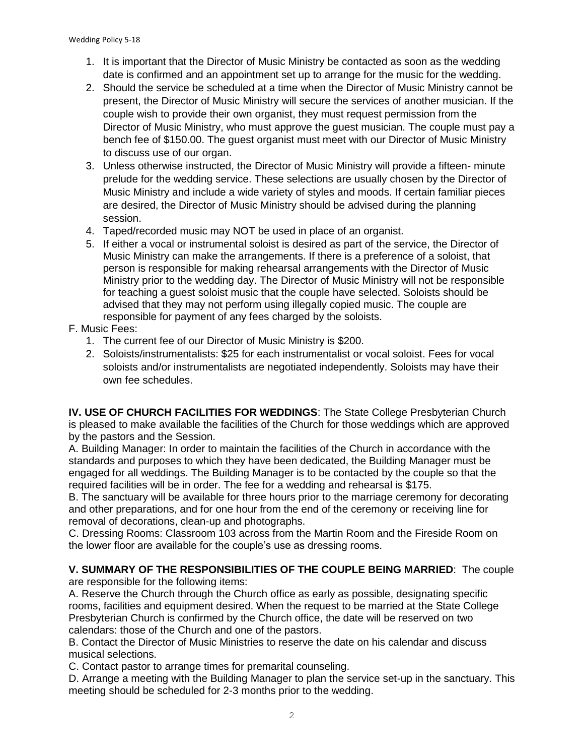1. It is important that the Director of Music Ministry be contacted as soon as the wedding date is confirmed and an appointment set up to arrange for the music for the wedding.
2. Should the service be scheduled at a time when the Director of Music Ministry cannot be present, the Director of Music Ministry will secure the services of another musician. If the couple wish to provide their own organist, they must request permission from the Director of Music Ministry, who must approve the guest musician. The couple must pay a bench fee of $150.00. The guest organist must meet with our Director of Music Ministry to discuss use of our organ.
3. Unless otherwise instructed, the Director of Music Ministry will provide a fifteen- minute prelude for the wedding service. These selections are usually chosen by the Director of Music Ministry and include a wide variety of styles and moods. If certain familiar pieces are desired, the Director of Music Ministry should be advised during the planning session.
4. Taped/recorded music may NOT be used in place of an organist.
5. If either a vocal or instrumental soloist is desired as part of the service, the Director of Music Ministry can make the arrangements. If there is a preference of a soloist, that person is responsible for making rehearsal arrangements with the Director of Music Ministry prior to the wedding day. The Director of Music Ministry will not be responsible for teaching a guest soloist music that the couple have selected. Soloists should be advised that they may not perform using illegally copied music. The couple are responsible for payment of any fees charged by the soloists.

F. Music Fees:

1. The current fee of our Director of Music Ministry is $200.
2. Soloists/instrumentalists: $25 for each instrumentalist or vocal soloist. Fees for vocal soloists and/or instrumentalists are negotiated independently. Soloists may have their own fee schedules.

**IV. USE OF CHURCH FACILITIES FOR WEDDINGS**: The State College Presbyterian Church is pleased to make available the facilities of the Church for those weddings which are approved by the pastors and the Session.

A. Building Manager: In order to maintain the facilities of the Church in accordance with the standards and purposes to which they have been dedicated, the Building Manager must be engaged for all weddings. The Building Manager is to be contacted by the couple so that the required facilities will be in order. The fee for a wedding and rehearsal is $175.

B. The sanctuary will be available for three hours prior to the marriage ceremony for decorating and other preparations, and for one hour from the end of the ceremony or receiving line for removal of decorations, clean-up and photographs.

C. Dressing Rooms: Classroom 103 across from the Martin Room and the Fireside Room on the lower floor are available for the couple's use as dressing rooms.

**V. SUMMARY OF THE RESPONSIBILITIES OF THE COUPLE BEING MARRIED**: The couple are responsible for the following items:

A. Reserve the Church through the Church office as early as possible, designating specific rooms, facilities and equipment desired. When the request to be married at the State College Presbyterian Church is confirmed by the Church office, the date will be reserved on two calendars: those of the Church and one of the pastors.

B. Contact the Director of Music Ministries to reserve the date on his calendar and discuss musical selections.

C. Contact pastor to arrange times for premarital counseling.

D. Arrange a meeting with the Building Manager to plan the service set-up in the sanctuary. This meeting should be scheduled for 2-3 months prior to the wedding.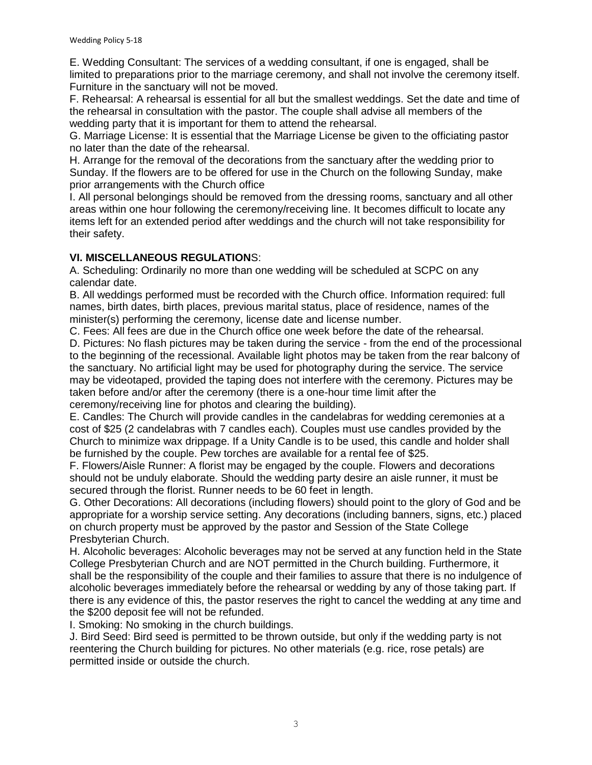E. Wedding Consultant: The services of a wedding consultant, if one is engaged, shall be limited to preparations prior to the marriage ceremony, and shall not involve the ceremony itself. Furniture in the sanctuary will not be moved.

F. Rehearsal: A rehearsal is essential for all but the smallest weddings. Set the date and time of the rehearsal in consultation with the pastor. The couple shall advise all members of the wedding party that it is important for them to attend the rehearsal.

G. Marriage License: It is essential that the Marriage License be given to the officiating pastor no later than the date of the rehearsal.

H. Arrange for the removal of the decorations from the sanctuary after the wedding prior to Sunday. If the flowers are to be offered for use in the Church on the following Sunday, make prior arrangements with the Church office

I. All personal belongings should be removed from the dressing rooms, sanctuary and all other areas within one hour following the ceremony/receiving line. It becomes difficult to locate any items left for an extended period after weddings and the church will not take responsibility for their safety.

**VI. MISCELLANEOUS REGULATION**S:

A. Scheduling: Ordinarily no more than one wedding will be scheduled at SCPC on any calendar date.

B. All weddings performed must be recorded with the Church office. Information required: full names, birth dates, birth places, previous marital status, place of residence, names of the minister(s) performing the ceremony, license date and license number.

C. Fees: All fees are due in the Church office one week before the date of the rehearsal.

D. Pictures: No flash pictures may be taken during the service - from the end of the processional to the beginning of the recessional. Available light photos may be taken from the rear balcony of the sanctuary. No artificial light may be used for photography during the service. The service may be videotaped, provided the taping does not interfere with the ceremony. Pictures may be taken before and/or after the ceremony (there is a one-hour time limit after the ceremony/receiving line for photos and clearing the building).

E. Candles: The Church will provide candles in the candelabras for wedding ceremonies at a cost of $25 (2 candelabras with 7 candles each). Couples must use candles provided by the Church to minimize wax drippage. If a Unity Candle is to be used, this candle and holder shall be furnished by the couple. Pew torches are available for a rental fee of $25.

F. Flowers/Aisle Runner: A florist may be engaged by the couple. Flowers and decorations should not be unduly elaborate. Should the wedding party desire an aisle runner, it must be secured through the florist. Runner needs to be 60 feet in length.

G. Other Decorations: All decorations (including flowers) should point to the glory of God and be appropriate for a worship service setting. Any decorations (including banners, signs, etc.) placed on church property must be approved by the pastor and Session of the State College Presbyterian Church.

H. Alcoholic beverages: Alcoholic beverages may not be served at any function held in the State College Presbyterian Church and are NOT permitted in the Church building. Furthermore, it shall be the responsibility of the couple and their families to assure that there is no indulgence of alcoholic beverages immediately before the rehearsal or wedding by any of those taking part. If there is any evidence of this, the pastor reserves the right to cancel the wedding at any time and the $200 deposit fee will not be refunded.

I. Smoking: No smoking in the church buildings.

J. Bird Seed: Bird seed is permitted to be thrown outside, but only if the wedding party is not reentering the Church building for pictures. No other materials (e.g. rice, rose petals) are permitted inside or outside the church.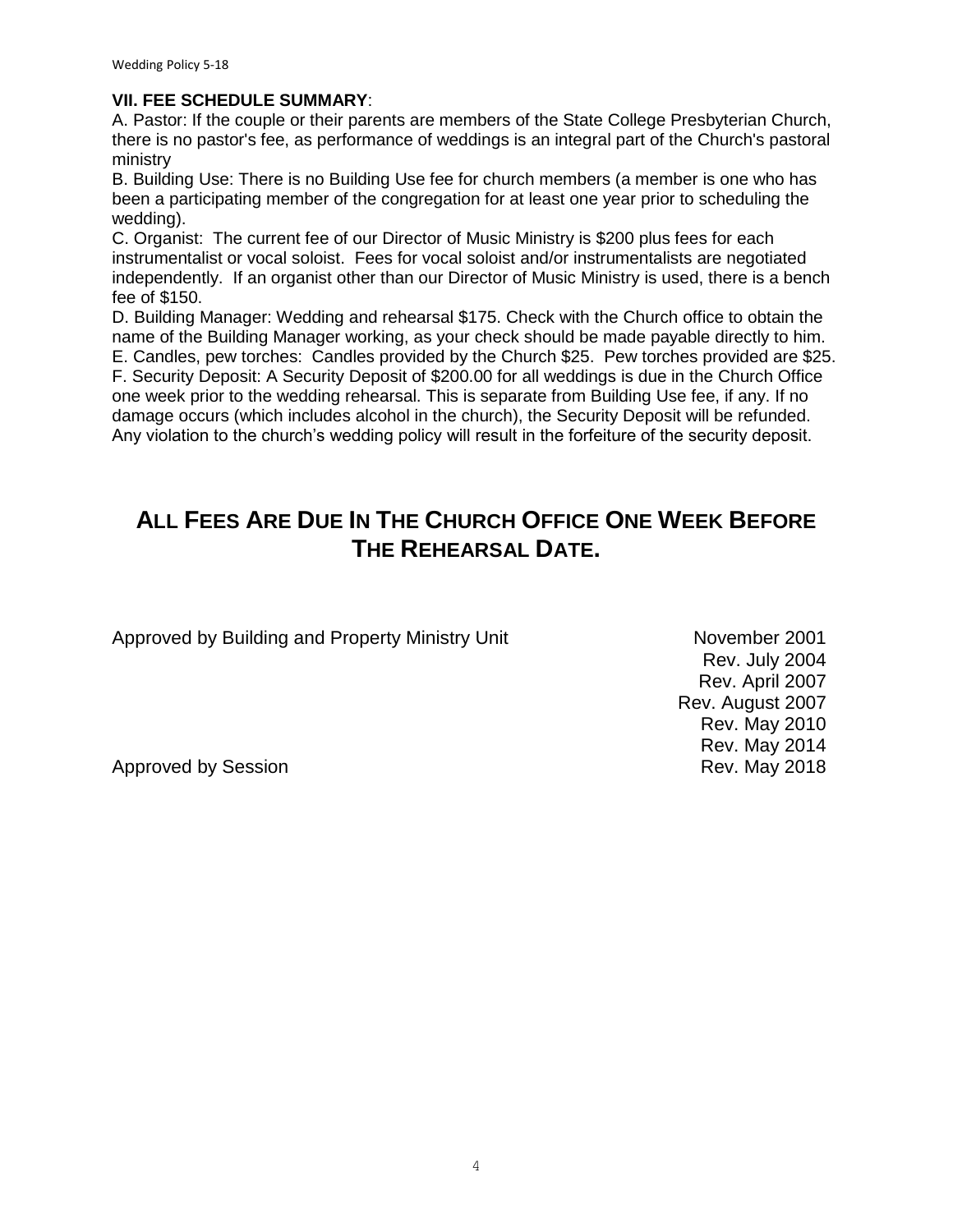**VII. FEE SCHEDULE SUMMARY**:

A. Pastor: If the couple or their parents are members of the State College Presbyterian Church, there is no pastor's fee, as performance of weddings is an integral part of the Church's pastoral ministry

B. Building Use: There is no Building Use fee for church members (a member is one who has been a participating member of the congregation for at least one year prior to scheduling the wedding).

C. Organist: The current fee of our Director of Music Ministry is $200 plus fees for each instrumentalist or vocal soloist. Fees for vocal soloist and/or instrumentalists are negotiated independently. If an organist other than our Director of Music Ministry is used, there is a bench fee of $150.

D. Building Manager: Wedding and rehearsal $175. Check with the Church office to obtain the name of the Building Manager working, as your check should be made payable directly to him.

E. Candles, pew torches: Candles provided by the Church $25. Pew torches provided are $25.

F. Security Deposit: A Security Deposit of $200.00 for all weddings is due in the Church Office one week prior to the wedding rehearsal. This is separate from Building Use fee, if any. If no damage occurs (which includes alcohol in the church), the Security Deposit will be refunded. Any violation to the church's wedding policy will result in the forfeiture of the security deposit.

## ALL FEES ARE DUE IN THE CHURCH OFFICE ONE WEEK BEFORE THE REHEARSAL DATE.

Approved by Building and Property Ministry Unit — November 2001

Rev. July 2004
Rev. April 2007
Rev. August 2007
Rev. May 2010
Rev. May 2014

Approved by Session — Rev. May 2018